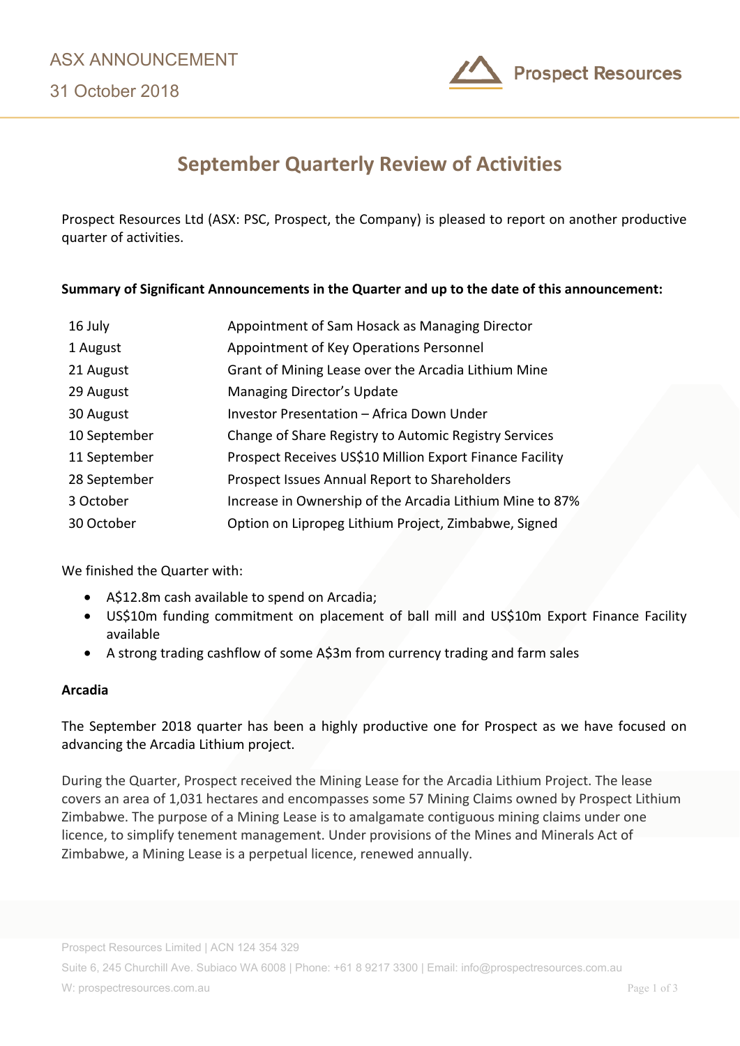ASX ANNOUNCEMENT

31 October 2018

# September Quarterly Review of Activities

Prospect Resources Ltd (ASX: PSC, Prospect, the Company) is pleased to report on another productive quarter of activities.

**Summary of Significant Announcements in the Quarter and up to the date of this announcement:**

| | |
|---|---|
| 16 July | Appointment of Sam Hosack as Managing Director |
| 1 August | Appointment of Key Operations Personnel |
| 21 August | Grant of Mining Lease over the Arcadia Lithium Mine |
| 29 August | Managing Director's Update |
| 30 August | Investor Presentation – Africa Down Under |
| 10 September | Change of Share Registry to Automic Registry Services |
| 11 September | Prospect Receives US$10 Million Export Finance Facility |
| 28 September | Prospect Issues Annual Report to Shareholders |
| 3 October | Increase in Ownership of the Arcadia Lithium Mine to 87% |
| 30 October | Option on Lipropeg Lithium Project, Zimbabwe, Signed |

We finished the Quarter with:

- A$12.8m cash available to spend on Arcadia;
- US$10m funding commitment on placement of ball mill and US$10m Export Finance Facility available
- A strong trading cashflow of some A$3m from currency trading and farm sales

**Arcadia**

The September 2018 quarter has been a highly productive one for Prospect as we have focused on advancing the Arcadia Lithium project.

During the Quarter, Prospect received the Mining Lease for the Arcadia Lithium Project. The lease covers an area of 1,031 hectares and encompasses some 57 Mining Claims owned by Prospect Lithium Zimbabwe. The purpose of a Mining Lease is to amalgamate contiguous mining claims under one licence, to simplify tenement management. Under provisions of the Mines and Minerals Act of Zimbabwe, a Mining Lease is a perpetual licence, renewed annually.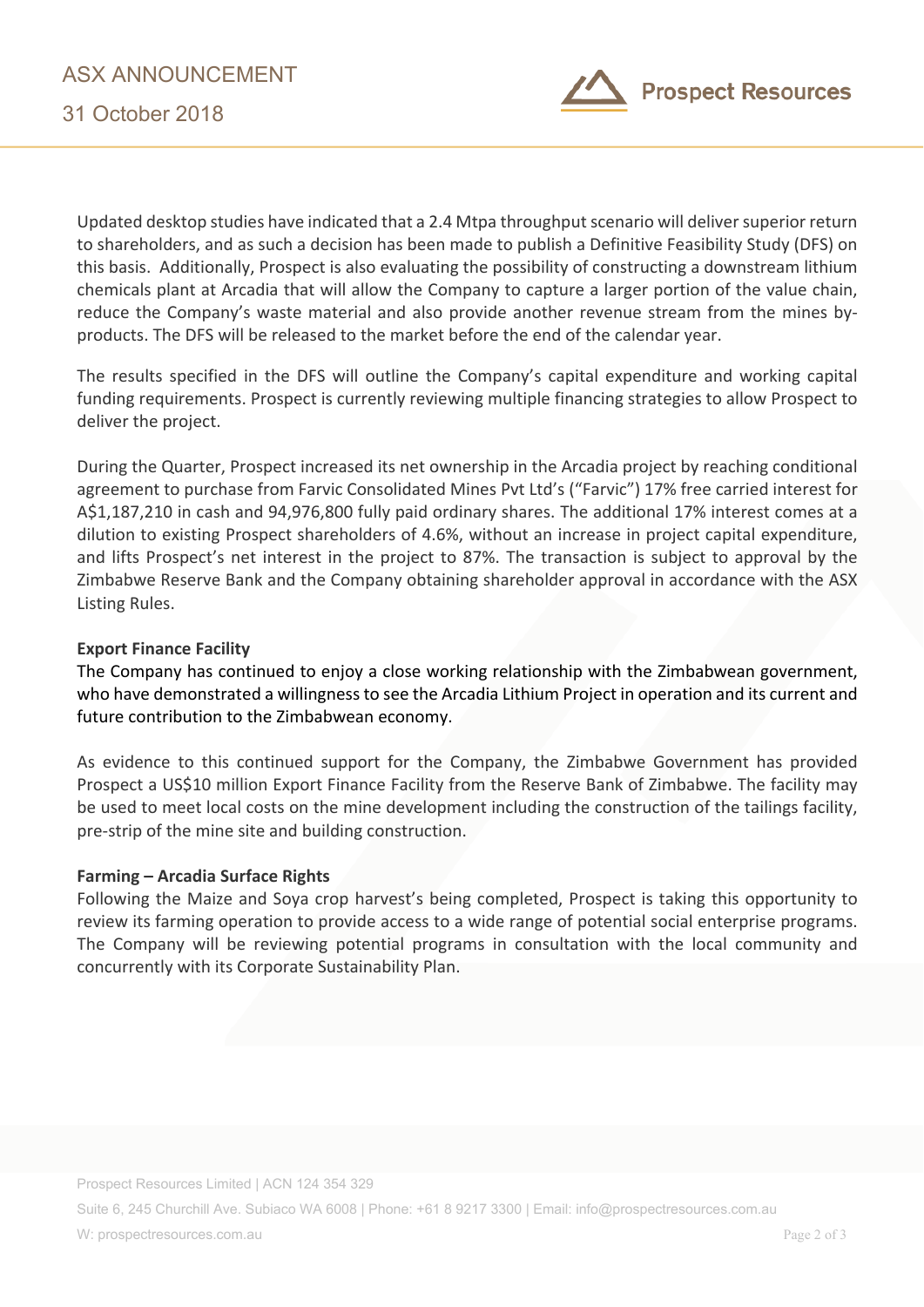Updated desktop studies have indicated that a 2.4 Mtpa throughput scenario will deliver superior return to shareholders, and as such a decision has been made to publish a Definitive Feasibility Study (DFS) on this basis. Additionally, Prospect is also evaluating the possibility of constructing a downstream lithium chemicals plant at Arcadia that will allow the Company to capture a larger portion of the value chain, reduce the Company's waste material and also provide another revenue stream from the mines by-products. The DFS will be released to the market before the end of the calendar year.

The results specified in the DFS will outline the Company's capital expenditure and working capital funding requirements. Prospect is currently reviewing multiple financing strategies to allow Prospect to deliver the project.

During the Quarter, Prospect increased its net ownership in the Arcadia project by reaching conditional agreement to purchase from Farvic Consolidated Mines Pvt Ltd's ("Farvic") 17% free carried interest for A$1,187,210 in cash and 94,976,800 fully paid ordinary shares. The additional 17% interest comes at a dilution to existing Prospect shareholders of 4.6%, without an increase in project capital expenditure, and lifts Prospect's net interest in the project to 87%. The transaction is subject to approval by the Zimbabwe Reserve Bank and the Company obtaining shareholder approval in accordance with the ASX Listing Rules.

**Export Finance Facility**

The Company has continued to enjoy a close working relationship with the Zimbabwean government, who have demonstrated a willingness to see the Arcadia Lithium Project in operation and its current and future contribution to the Zimbabwean economy.

As evidence to this continued support for the Company, the Zimbabwe Government has provided Prospect a US$10 million Export Finance Facility from the Reserve Bank of Zimbabwe. The facility may be used to meet local costs on the mine development including the construction of the tailings facility, pre-strip of the mine site and building construction.

**Farming – Arcadia Surface Rights**

Following the Maize and Soya crop harvest's being completed, Prospect is taking this opportunity to review its farming operation to provide access to a wide range of potential social enterprise programs. The Company will be reviewing potential programs in consultation with the local community and concurrently with its Corporate Sustainability Plan.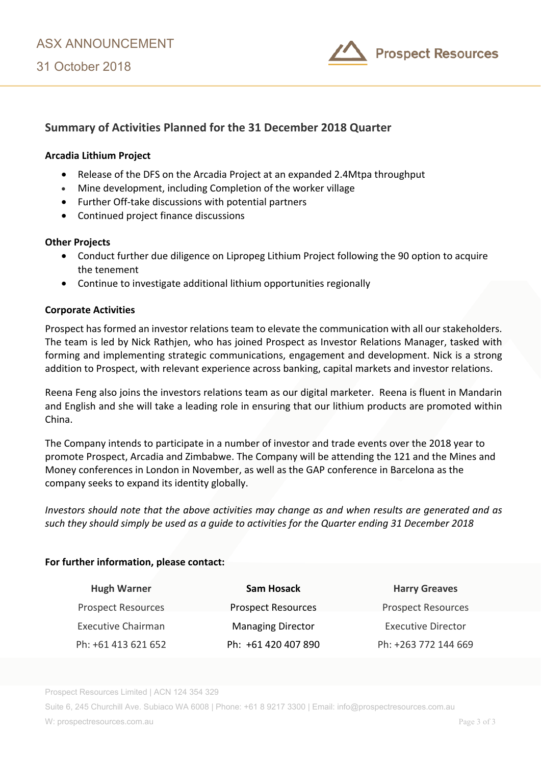## Summary of Activities Planned for the 31 December 2018 Quarter

**Arcadia Lithium Project**

- Release of the DFS on the Arcadia Project at an expanded 2.4Mtpa throughput
- Mine development, including Completion of the worker village
- Further Off-take discussions with potential partners
- Continued project finance discussions

**Other Projects**

- Conduct further due diligence on Lipropeg Lithium Project following the 90 option to acquire the tenement
- Continue to investigate additional lithium opportunities regionally

**Corporate Activities**

Prospect has formed an investor relations team to elevate the communication with all our stakeholders. The team is led by Nick Rathjen, who has joined Prospect as Investor Relations Manager, tasked with forming and implementing strategic communications, engagement and development. Nick is a strong addition to Prospect, with relevant experience across banking, capital markets and investor relations.

Reena Feng also joins the investors relations team as our digital marketer. Reena is fluent in Mandarin and English and she will take a leading role in ensuring that our lithium products are promoted within China.

The Company intends to participate in a number of investor and trade events over the 2018 year to promote Prospect, Arcadia and Zimbabwe. The Company will be attending the 121 and the Mines and Money conferences in London in November, as well as the GAP conference in Barcelona as the company seeks to expand its identity globally.

*Investors should note that the above activities may change as and when results are generated and as such they should simply be used as a guide to activities for the Quarter ending 31 December 2018*

**For further information, please contact:**

| **Hugh Warner** | **Sam Hosack** | **Harry Greaves** |
|---|---|---|
| Prospect Resources | Prospect Resources | Prospect Resources |
| Executive Chairman | Managing Director | Executive Director |
| Ph: +61 413 621 652 | Ph: +61 420 407 890 | Ph: +263 772 144 669 |

Prospect Resources Limited | ACN 124 354 329

Suite 6, 245 Churchill Ave. Subiaco WA 6008 | Phone: +61 8 9217 3300 | Email: info@prospectresources.com.au

W: prospectresources.com.au